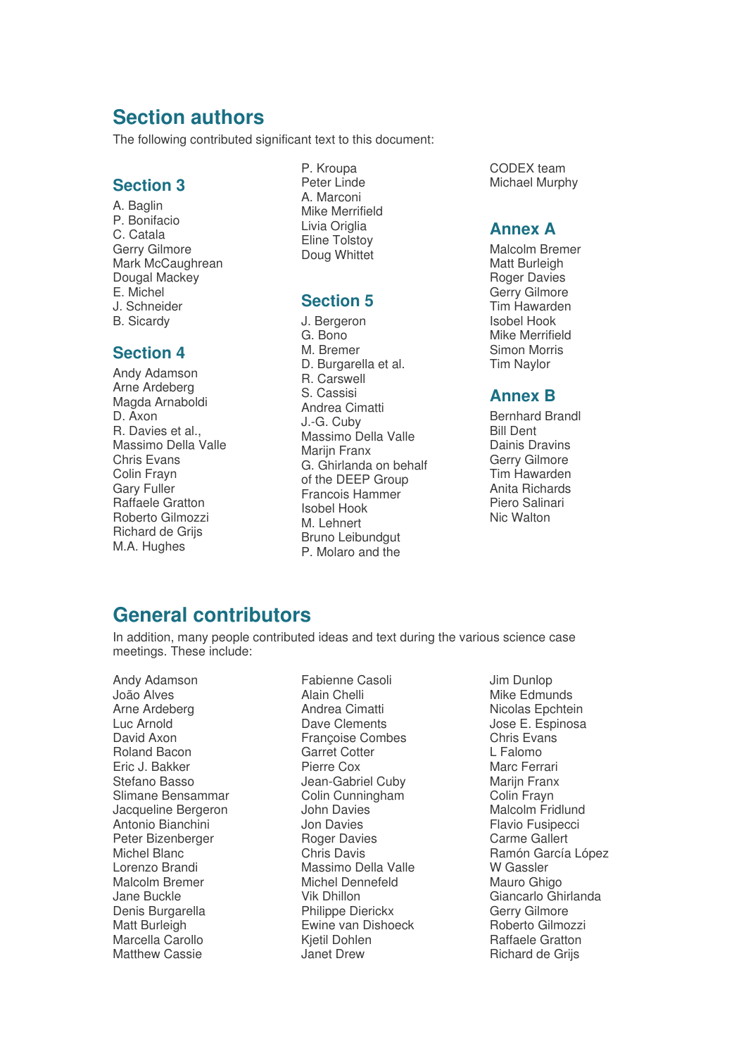## Section authors

The following contributed significant text to this document:

### Section 3

A. Baglin
P. Bonifacio
C. Catala
Gerry Gilmore
Mark McCaughrean
Dougal Mackey
E. Michel
J. Schneider
B. Sicardy

### Section 4

Andy Adamson
Arne Ardeberg
Magda Arnaboldi
D. Axon
R. Davies et al.,
Massimo Della Valle
Chris Evans
Colin Frayn
Gary Fuller
Raffaele Gratton
Roberto Gilmozzi
Richard de Grijs
M.A. Hughes
P. Kroupa
Peter Linde
A. Marconi
Mike Merrifield
Livia Origlia
Eline Tolstoy
Doug Whittet

### Section 5

J. Bergeron
G. Bono
M. Bremer
D. Burgarella et al.
R. Carswell
S. Cassisi
Andrea Cimatti
J.-G. Cuby
Massimo Della Valle
Marijn Franx
G. Ghirlanda on behalf of the DEEP Group
Francois Hammer
Isobel Hook
M. Lehnert
Bruno Leibundgut
P. Molaro and the CODEX team
Michael Murphy

### Annex A

Malcolm Bremer
Matt Burleigh
Roger Davies
Gerry Gilmore
Tim Hawarden
Isobel Hook
Mike Merrifield
Simon Morris
Tim Naylor

### Annex B

Bernhard Brandl
Bill Dent
Dainis Dravins
Gerry Gilmore
Tim Hawarden
Anita Richards
Piero Salinari
Nic Walton

## General contributors

In addition, many people contributed ideas and text during the various science case meetings. These include:

Andy Adamson
João Alves
Arne Ardeberg
Luc Arnold
David Axon
Roland Bacon
Eric J. Bakker
Stefano Basso
Slimane Bensammar
Jacqueline Bergeron
Antonio Bianchini
Peter Bizenberger
Michel Blanc
Lorenzo Brandi
Malcolm Bremer
Jane Buckle
Denis Burgarella
Matt Burleigh
Marcella Carollo
Matthew Cassie
Fabienne Casoli
Alain Chelli
Andrea Cimatti
Dave Clements
Françoise Combes
Garret Cotter
Pierre Cox
Jean-Gabriel Cuby
Colin Cunningham
John Davies
Jon Davies
Roger Davies
Chris Davis
Massimo Della Valle
Michel Dennefeld
Vik Dhillon
Philippe Dierickx
Ewine van Dishoeck
Kjetil Dohlen
Janet Drew
Jim Dunlop
Mike Edmunds
Nicolas Epchtein
Jose E. Espinosa
Chris Evans
L Falomo
Marc Ferrari
Marijn Franx
Colin Frayn
Malcolm Fridlund
Flavio Fusipecci
Carme Gallert
Ramón García López
W Gassler
Mauro Ghigo
Giancarlo Ghirlanda
Gerry Gilmore
Roberto Gilmozzi
Raffaele Gratton
Richard de Grijs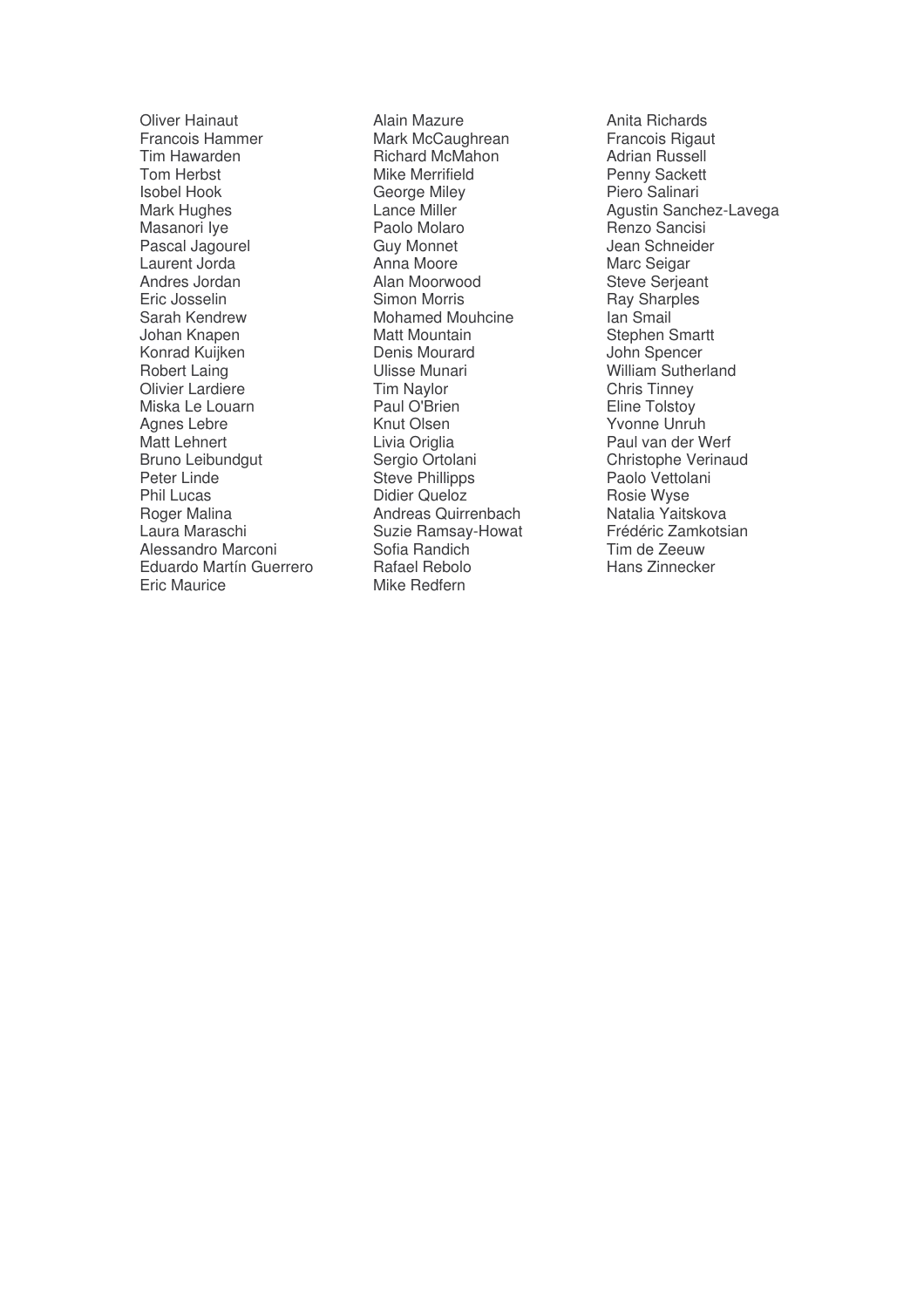Oliver Hainaut
Francois Hammer
Tim Hawarden
Tom Herbst
Isobel Hook
Mark Hughes
Masanori Iye
Pascal Jagourel
Laurent Jorda
Andres Jordan
Eric Josselin
Sarah Kendrew
Johan Knapen
Konrad Kuijken
Robert Laing
Olivier Lardiere
Miska Le Louarn
Agnes Lebre
Matt Lehnert
Bruno Leibundgut
Peter Linde
Phil Lucas
Roger Malina
Laura Maraschi
Alessandro Marconi
Eduardo Martín Guerrero
Eric Maurice
Alain Mazure
Mark McCaughrean
Richard McMahon
Mike Merrifield
George Miley
Lance Miller
Paolo Molaro
Guy Monnet
Anna Moore
Alan Moorwood
Simon Morris
Mohamed Mouhcine
Matt Mountain
Denis Mourard
Ulisse Munari
Tim Naylor
Paul O'Brien
Knut Olsen
Livia Origlia
Sergio Ortolani
Steve Phillipps
Didier Queloz
Andreas Quirrenbach
Suzie Ramsay-Howat
Sofia Randich
Rafael Rebolo
Mike Redfern
Anita Richards
Francois Rigaut
Adrian Russell
Penny Sackett
Piero Salinari
Agustin Sanchez-Lavega
Renzo Sancisi
Jean Schneider
Marc Seigar
Steve Serjeant
Ray Sharples
Ian Smail
Stephen Smartt
John Spencer
William Sutherland
Chris Tinney
Eline Tolstoy
Yvonne Unruh
Paul van der Werf
Christophe Verinaud
Paolo Vettolani
Rosie Wyse
Natalia Yaitskova
Frédéric Zamkotsian
Tim de Zeeuw
Hans Zinnecker